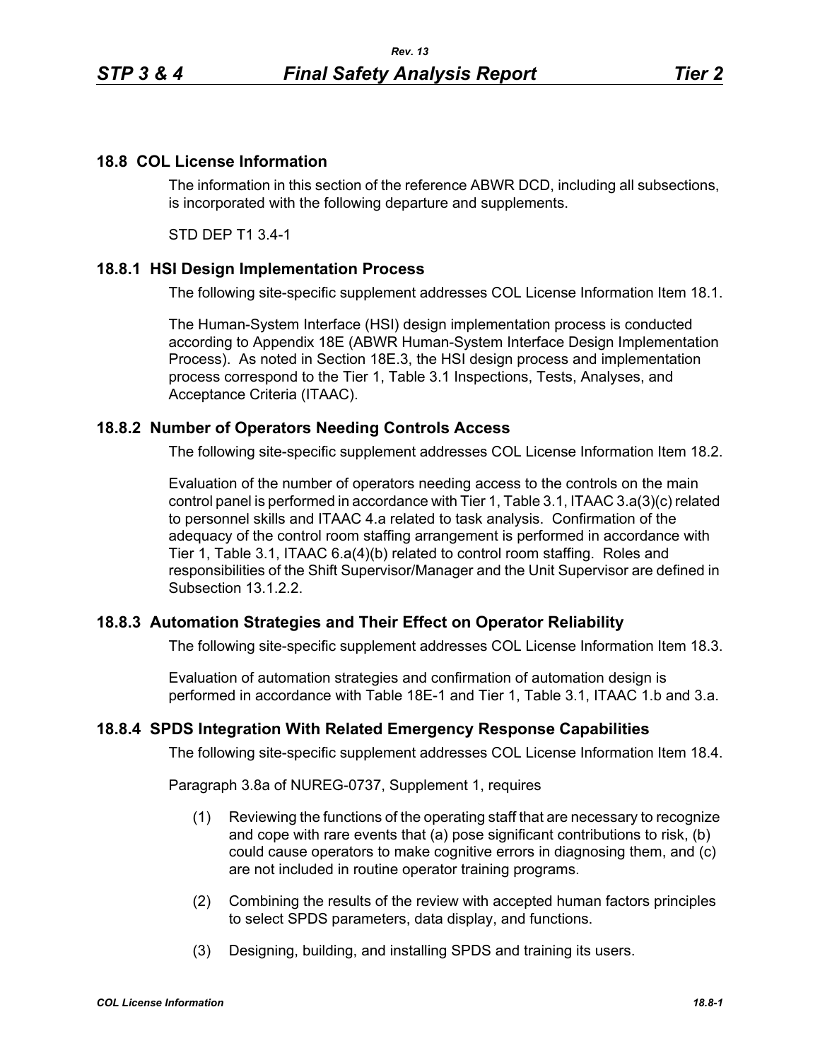## 18.8 COL License Information

The information in this section of the reference ABWR DCD, including all subsections, is incorporated with the following departure and supplements.

STD DEP T1 3.4-1

### 18.8.1 HSI Design Implementation Process

The following site-specific supplement addresses COL License Information Item 18.1.

The Human-System Interface (HSI) design implementation process is conducted according to Appendix 18E (ABWR Human-System Interface Design Implementation Process). As noted in Section 18E.3, the HSI design process and implementation process correspond to the Tier 1, Table 3.1 Inspections, Tests, Analyses, and Acceptance Criteria (ITAAC).

### 18.8.2 Number of Operators Needing Controls Access

The following site-specific supplement addresses COL License Information Item 18.2.

Evaluation of the number of operators needing access to the controls on the main control panel is performed in accordance with Tier 1, Table 3.1, ITAAC 3.a(3)(c) related to personnel skills and ITAAC 4.a related to task analysis. Confirmation of the adequacy of the control room staffing arrangement is performed in accordance with Tier 1, Table 3.1, ITAAC 6.a(4)(b) related to control room staffing. Roles and responsibilities of the Shift Supervisor/Manager and the Unit Supervisor are defined in Subsection 13.1.2.2.

### 18.8.3 Automation Strategies and Their Effect on Operator Reliability

The following site-specific supplement addresses COL License Information Item 18.3.

Evaluation of automation strategies and confirmation of automation design is performed in accordance with Table 18E-1 and Tier 1, Table 3.1, ITAAC 1.b and 3.a.

### 18.8.4 SPDS Integration With Related Emergency Response Capabilities

The following site-specific supplement addresses COL License Information Item 18.4.

Paragraph 3.8a of NUREG-0737, Supplement 1, requires

(1) Reviewing the functions of the operating staff that are necessary to recognize and cope with rare events that (a) pose significant contributions to risk, (b) could cause operators to make cognitive errors in diagnosing them, and (c) are not included in routine operator training programs.

(2) Combining the results of the review with accepted human factors principles to select SPDS parameters, data display, and functions.

(3) Designing, building, and installing SPDS and training its users.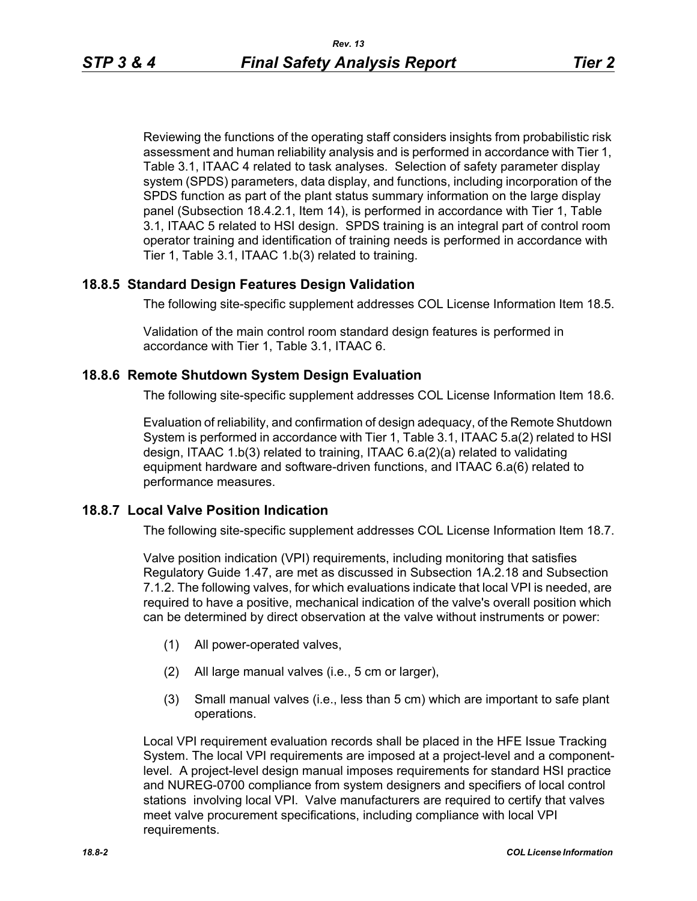Reviewing the functions of the operating staff considers insights from probabilistic risk assessment and human reliability analysis and is performed in accordance with Tier 1, Table 3.1, ITAAC 4 related to task analyses. Selection of safety parameter display system (SPDS) parameters, data display, and functions, including incorporation of the SPDS function as part of the plant status summary information on the large display panel (Subsection 18.4.2.1, Item 14), is performed in accordance with Tier 1, Table 3.1, ITAAC 5 related to HSI design. SPDS training is an integral part of control room operator training and identification of training needs is performed in accordance with Tier 1, Table 3.1, ITAAC 1.b(3) related to training.

## 18.8.5 Standard Design Features Design Validation

The following site-specific supplement addresses COL License Information Item 18.5.

Validation of the main control room standard design features is performed in accordance with Tier 1, Table 3.1, ITAAC 6.

## 18.8.6 Remote Shutdown System Design Evaluation

The following site-specific supplement addresses COL License Information Item 18.6.

Evaluation of reliability, and confirmation of design adequacy, of the Remote Shutdown System is performed in accordance with Tier 1, Table 3.1, ITAAC 5.a(2) related to HSI design, ITAAC 1.b(3) related to training, ITAAC 6.a(2)(a) related to validating equipment hardware and software-driven functions, and ITAAC 6.a(6) related to performance measures.

## 18.8.7 Local Valve Position Indication

The following site-specific supplement addresses COL License Information Item 18.7.

Valve position indication (VPI) requirements, including monitoring that satisfies Regulatory Guide 1.47, are met as discussed in Subsection 1A.2.18 and Subsection 7.1.2. The following valves, for which evaluations indicate that local VPI is needed, are required to have a positive, mechanical indication of the valve's overall position which can be determined by direct observation at the valve without instruments or power:

(1) All power-operated valves,

(2) All large manual valves (i.e., 5 cm or larger),

(3) Small manual valves (i.e., less than 5 cm) which are important to safe plant operations.

Local VPI requirement evaluation records shall be placed in the HFE Issue Tracking System. The local VPI requirements are imposed at a project-level and a component-level. A project-level design manual imposes requirements for standard HSI practice and NUREG-0700 compliance from system designers and specifiers of local control stations involving local VPI. Valve manufacturers are required to certify that valves meet valve procurement specifications, including compliance with local VPI requirements.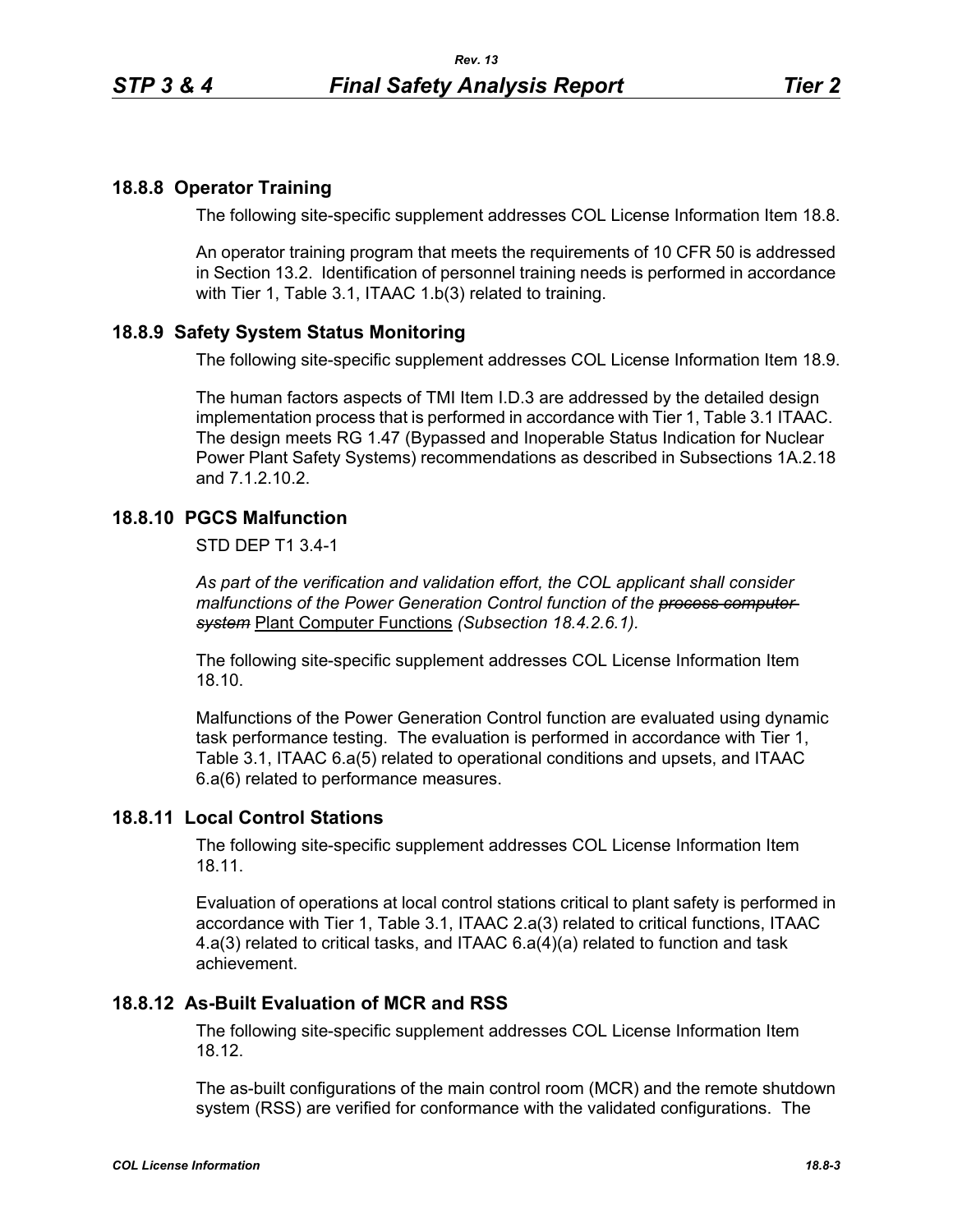## 18.8.8 Operator Training

The following site-specific supplement addresses COL License Information Item 18.8.

An operator training program that meets the requirements of 10 CFR 50 is addressed in Section 13.2. Identification of personnel training needs is performed in accordance with Tier 1, Table 3.1, ITAAC 1.b(3) related to training.

## 18.8.9 Safety System Status Monitoring

The following site-specific supplement addresses COL License Information Item 18.9.

The human factors aspects of TMI Item I.D.3 are addressed by the detailed design implementation process that is performed in accordance with Tier 1, Table 3.1 ITAAC. The design meets RG 1.47 (Bypassed and Inoperable Status Indication for Nuclear Power Plant Safety Systems) recommendations as described in Subsections 1A.2.18 and 7.1.2.10.2.

## 18.8.10 PGCS Malfunction

STD DEP T1 3.4-1

*As part of the verification and validation effort, the COL applicant shall consider malfunctions of the Power Generation Control function of the ~~process computer system~~* Plant Computer Functions *(Subsection 18.4.2.6.1).*

The following site-specific supplement addresses COL License Information Item 18.10.

Malfunctions of the Power Generation Control function are evaluated using dynamic task performance testing. The evaluation is performed in accordance with Tier 1, Table 3.1, ITAAC 6.a(5) related to operational conditions and upsets, and ITAAC 6.a(6) related to performance measures.

## 18.8.11 Local Control Stations

The following site-specific supplement addresses COL License Information Item 18.11.

Evaluation of operations at local control stations critical to plant safety is performed in accordance with Tier 1, Table 3.1, ITAAC 2.a(3) related to critical functions, ITAAC 4.a(3) related to critical tasks, and ITAAC 6.a(4)(a) related to function and task achievement.

## 18.8.12 As-Built Evaluation of MCR and RSS

The following site-specific supplement addresses COL License Information Item 18.12.

The as-built configurations of the main control room (MCR) and the remote shutdown system (RSS) are verified for conformance with the validated configurations. The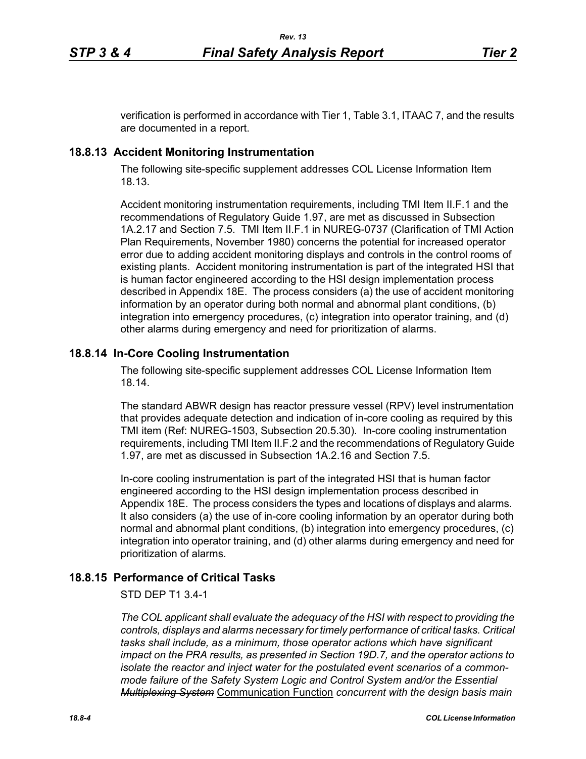verification is performed in accordance with Tier 1, Table 3.1, ITAAC 7, and the results are documented in a report.

## 18.8.13 Accident Monitoring Instrumentation

The following site-specific supplement addresses COL License Information Item 18.13.

Accident monitoring instrumentation requirements, including TMI Item II.F.1 and the recommendations of Regulatory Guide 1.97, are met as discussed in Subsection 1A.2.17 and Section 7.5. TMI Item II.F.1 in NUREG-0737 (Clarification of TMI Action Plan Requirements, November 1980) concerns the potential for increased operator error due to adding accident monitoring displays and controls in the control rooms of existing plants. Accident monitoring instrumentation is part of the integrated HSI that is human factor engineered according to the HSI design implementation process described in Appendix 18E. The process considers (a) the use of accident monitoring information by an operator during both normal and abnormal plant conditions, (b) integration into emergency procedures, (c) integration into operator training, and (d) other alarms during emergency and need for prioritization of alarms.

## 18.8.14 In-Core Cooling Instrumentation

The following site-specific supplement addresses COL License Information Item 18.14.

The standard ABWR design has reactor pressure vessel (RPV) level instrumentation that provides adequate detection and indication of in-core cooling as required by this TMI item (Ref: NUREG-1503, Subsection 20.5.30). In-core cooling instrumentation requirements, including TMI Item II.F.2 and the recommendations of Regulatory Guide 1.97, are met as discussed in Subsection 1A.2.16 and Section 7.5.

In-core cooling instrumentation is part of the integrated HSI that is human factor engineered according to the HSI design implementation process described in Appendix 18E. The process considers the types and locations of displays and alarms. It also considers (a) the use of in-core cooling information by an operator during both normal and abnormal plant conditions, (b) integration into emergency procedures, (c) integration into operator training, and (d) other alarms during emergency and need for prioritization of alarms.

## 18.8.15 Performance of Critical Tasks

STD DEP T1 3.4-1

*The COL applicant shall evaluate the adequacy of the HSI with respect to providing the controls, displays and alarms necessary for timely performance of critical tasks. Critical tasks shall include, as a minimum, those operator actions which have significant impact on the PRA results, as presented in Section 19D.7, and the operator actions to isolate the reactor and inject water for the postulated event scenarios of a common-mode failure of the Safety System Logic and Control System and/or the Essential* ~~*Multiplexing System*~~ Communication Function *concurrent with the design basis main*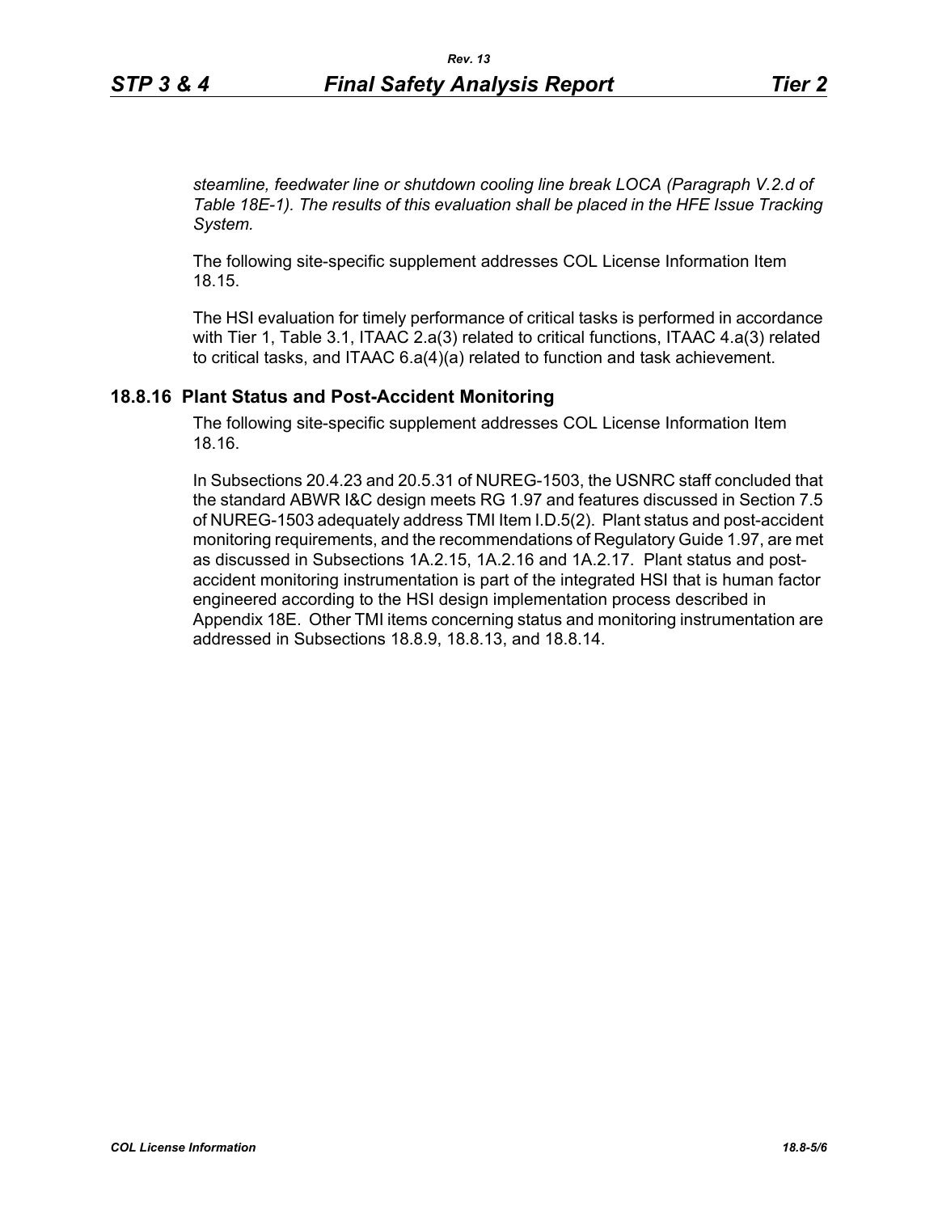*steamline, feedwater line or shutdown cooling line break LOCA (Paragraph V.2.d of Table 18E-1). The results of this evaluation shall be placed in the HFE Issue Tracking System.*

The following site-specific supplement addresses COL License Information Item 18.15.

The HSI evaluation for timely performance of critical tasks is performed in accordance with Tier 1, Table 3.1, ITAAC 2.a(3) related to critical functions, ITAAC 4.a(3) related to critical tasks, and ITAAC 6.a(4)(a) related to function and task achievement.

### 18.8.16 Plant Status and Post-Accident Monitoring

The following site-specific supplement addresses COL License Information Item 18.16.

In Subsections 20.4.23 and 20.5.31 of NUREG-1503, the USNRC staff concluded that the standard ABWR I&C design meets RG 1.97 and features discussed in Section 7.5 of NUREG-1503 adequately address TMI Item I.D.5(2). Plant status and post-accident monitoring requirements, and the recommendations of Regulatory Guide 1.97, are met as discussed in Subsections 1A.2.15, 1A.2.16 and 1A.2.17. Plant status and post-accident monitoring instrumentation is part of the integrated HSI that is human factor engineered according to the HSI design implementation process described in Appendix 18E. Other TMI items concerning status and monitoring instrumentation are addressed in Subsections 18.8.9, 18.8.13, and 18.8.14.